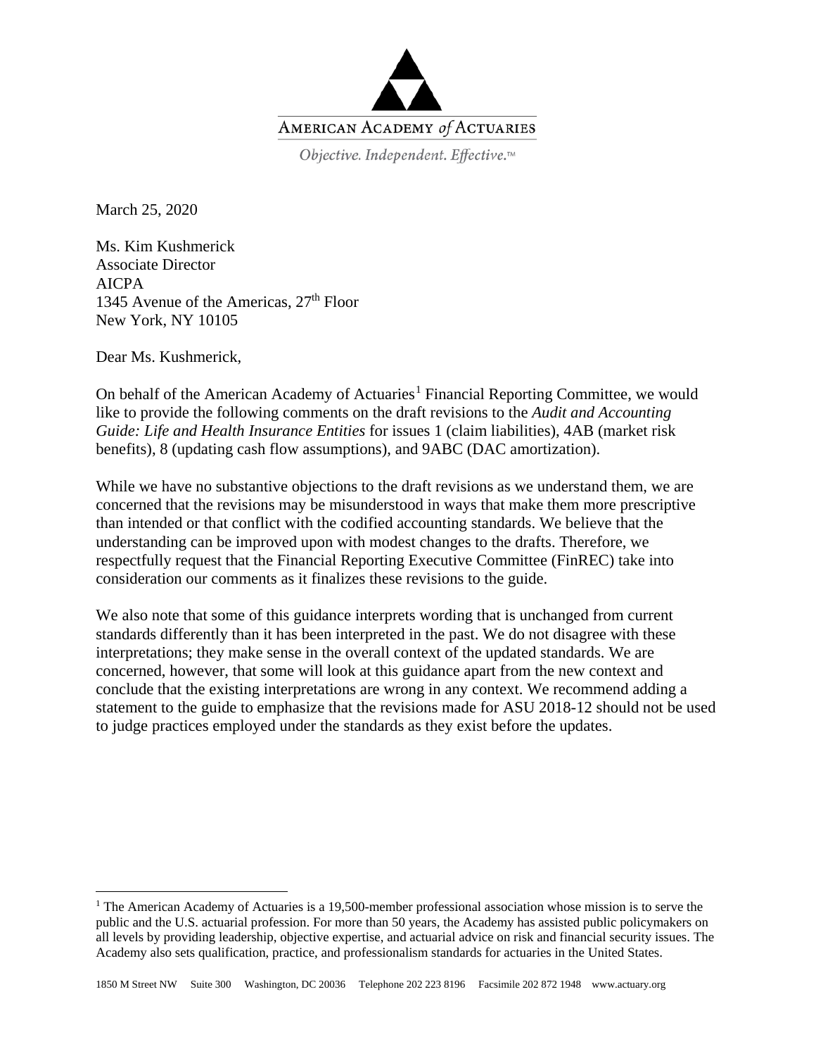AMERICAN ACADEMY *of* ACTUARIES

*Objective. Independent. Effective.*™

March 25, 2020

Ms. Kim Kushmerick
Associate Director
AICPA
1345 Avenue of the Americas, 27th Floor
New York, NY 10105

Dear Ms. Kushmerick,

On behalf of the American Academy of Actuaries[1] Financial Reporting Committee, we would like to provide the following comments on the draft revisions to the *Audit and Accounting Guide: Life and Health Insurance Entities* for issues 1 (claim liabilities), 4AB (market risk benefits), 8 (updating cash flow assumptions), and 9ABC (DAC amortization).

While we have no substantive objections to the draft revisions as we understand them, we are concerned that the revisions may be misunderstood in ways that make them more prescriptive than intended or that conflict with the codified accounting standards. We believe that the understanding can be improved upon with modest changes to the drafts. Therefore, we respectfully request that the Financial Reporting Executive Committee (FinREC) take into consideration our comments as it finalizes these revisions to the guide.

We also note that some of this guidance interprets wording that is unchanged from current standards differently than it has been interpreted in the past. We do not disagree with these interpretations; they make sense in the overall context of the updated standards. We are concerned, however, that some will look at this guidance apart from the new context and conclude that the existing interpretations are wrong in any context. We recommend adding a statement to the guide to emphasize that the revisions made for ASU 2018-12 should not be used to judge practices employed under the standards as they exist before the updates.

[1] The American Academy of Actuaries is a 19,500-member professional association whose mission is to serve the public and the U.S. actuarial profession. For more than 50 years, the Academy has assisted public policymakers on all levels by providing leadership, objective expertise, and actuarial advice on risk and financial security issues. The Academy also sets qualification, practice, and professionalism standards for actuaries in the United States.

1850 M Street NW Suite 300 Washington, DC 20036 Telephone 202 223 8196 Facsimile 202 872 1948 www.actuary.org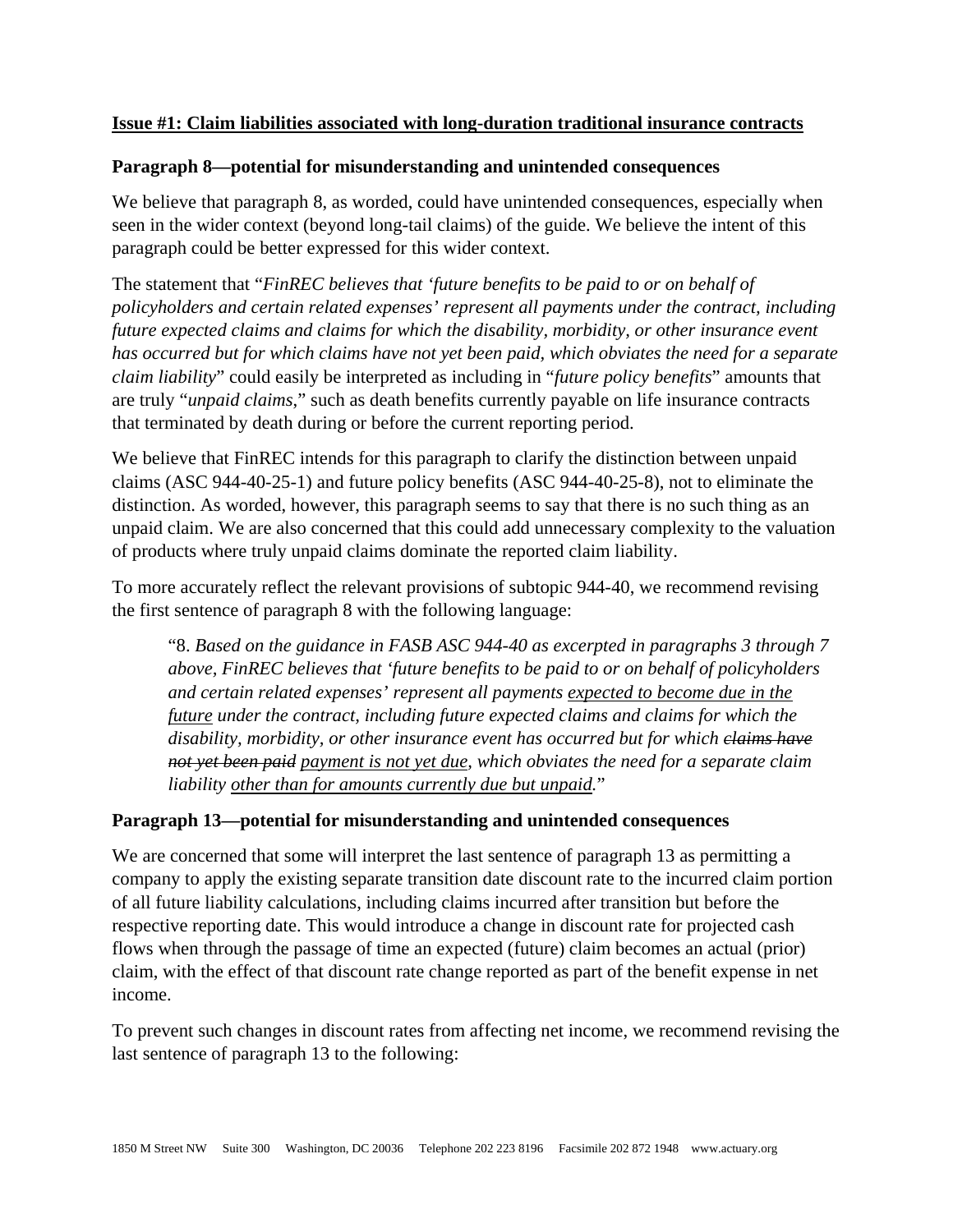**Issue #1: Claim liabilities associated with long-duration traditional insurance contracts**

**Paragraph 8—potential for misunderstanding and unintended consequences**

We believe that paragraph 8, as worded, could have unintended consequences, especially when seen in the wider context (beyond long-tail claims) of the guide. We believe the intent of this paragraph could be better expressed for this wider context.

The statement that "*FinREC believes that 'future benefits to be paid to or on behalf of policyholders and certain related expenses' represent all payments under the contract, including future expected claims and claims for which the disability, morbidity, or other insurance event has occurred but for which claims have not yet been paid, which obviates the need for a separate claim liability*" could easily be interpreted as including in "*future policy benefits*" amounts that are truly "*unpaid claims*," such as death benefits currently payable on life insurance contracts that terminated by death during or before the current reporting period.

We believe that FinREC intends for this paragraph to clarify the distinction between unpaid claims (ASC 944-40-25-1) and future policy benefits (ASC 944-40-25-8), not to eliminate the distinction. As worded, however, this paragraph seems to say that there is no such thing as an unpaid claim. We are also concerned that this could add unnecessary complexity to the valuation of products where truly unpaid claims dominate the reported claim liability.

To more accurately reflect the relevant provisions of subtopic 944-40, we recommend revising the first sentence of paragraph 8 with the following language:

> "8. *Based on the guidance in FASB ASC 944-40 as excerpted in paragraphs 3 through 7 above, FinREC believes that 'future benefits to be paid to or on behalf of policyholders and certain related expenses' represent all payments <u>expected to become due in the future</u> under the contract, including future expected claims and claims for which the disability, morbidity, or other insurance event has occurred but for which ~~claims have not yet been paid~~ <u>payment is not yet due</u>, which obviates the need for a separate claim liability <u>other than for amounts currently due but unpaid</u>.*"

**Paragraph 13—potential for misunderstanding and unintended consequences**

We are concerned that some will interpret the last sentence of paragraph 13 as permitting a company to apply the existing separate transition date discount rate to the incurred claim portion of all future liability calculations, including claims incurred after transition but before the respective reporting date. This would introduce a change in discount rate for projected cash flows when through the passage of time an expected (future) claim becomes an actual (prior) claim, with the effect of that discount rate change reported as part of the benefit expense in net income.

To prevent such changes in discount rates from affecting net income, we recommend revising the last sentence of paragraph 13 to the following: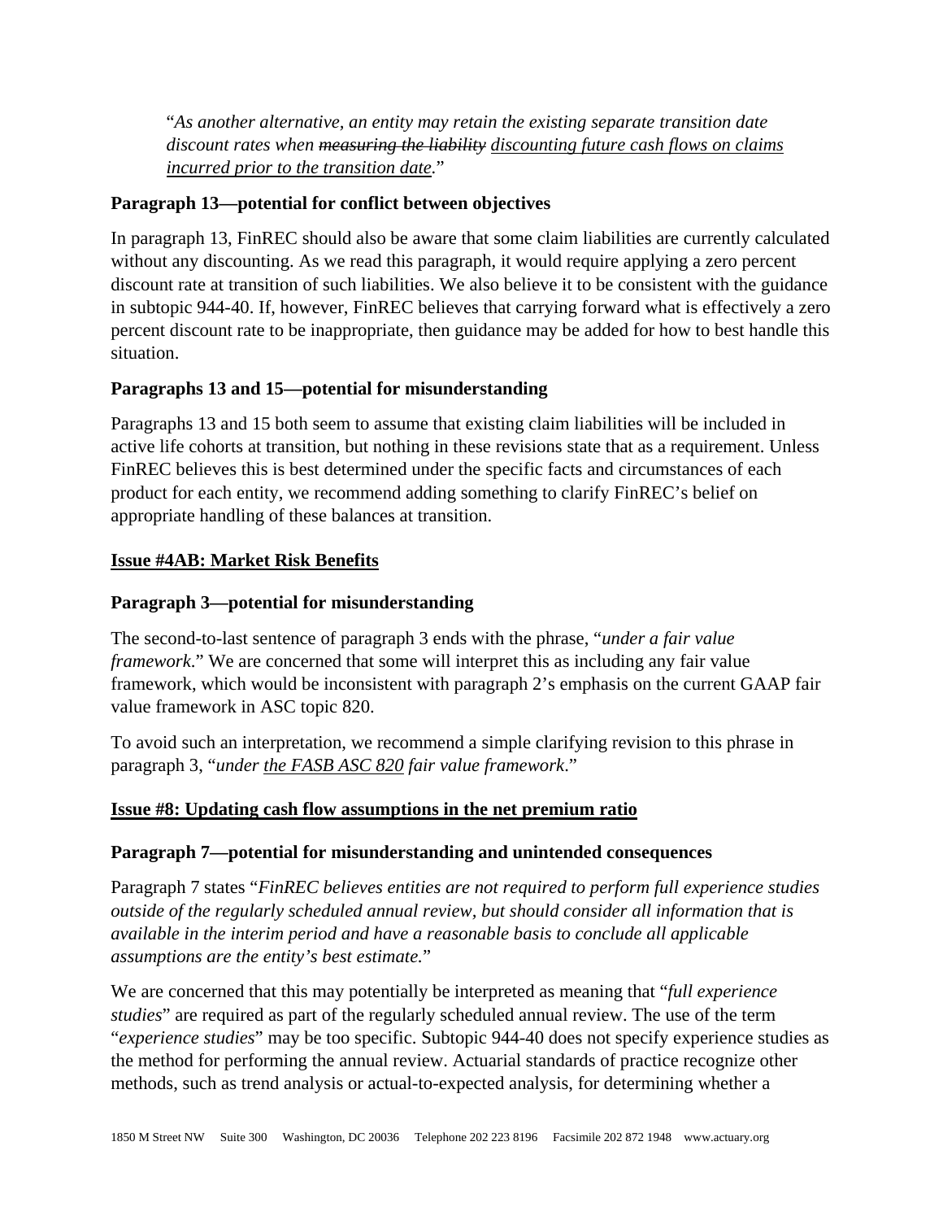"*As another alternative, an entity may retain the existing separate transition date discount rates when ~~measuring the liability~~ <u>discounting future cash flows on claims incurred prior to the transition date</u>.*"

**Paragraph 13—potential for conflict between objectives**

In paragraph 13, FinREC should also be aware that some claim liabilities are currently calculated without any discounting. As we read this paragraph, it would require applying a zero percent discount rate at transition of such liabilities. We also believe it to be consistent with the guidance in subtopic 944-40. If, however, FinREC believes that carrying forward what is effectively a zero percent discount rate to be inappropriate, then guidance may be added for how to best handle this situation.

**Paragraphs 13 and 15—potential for misunderstanding**

Paragraphs 13 and 15 both seem to assume that existing claim liabilities will be included in active life cohorts at transition, but nothing in these revisions state that as a requirement. Unless FinREC believes this is best determined under the specific facts and circumstances of each product for each entity, we recommend adding something to clarify FinREC's belief on appropriate handling of these balances at transition.

**<u>Issue #4AB: Market Risk Benefits</u>**

**Paragraph 3—potential for misunderstanding**

The second-to-last sentence of paragraph 3 ends with the phrase, "*under a fair value framework*." We are concerned that some will interpret this as including any fair value framework, which would be inconsistent with paragraph 2's emphasis on the current GAAP fair value framework in ASC topic 820.

To avoid such an interpretation, we recommend a simple clarifying revision to this phrase in paragraph 3, "*under <u>the FASB ASC 820</u> fair value framework*."

**<u>Issue #8: Updating cash flow assumptions in the net premium ratio</u>**

**Paragraph 7—potential for misunderstanding and unintended consequences**

Paragraph 7 states "*FinREC believes entities are not required to perform full experience studies outside of the regularly scheduled annual review, but should consider all information that is available in the interim period and have a reasonable basis to conclude all applicable assumptions are the entity's best estimate.*"

We are concerned that this may potentially be interpreted as meaning that "*full experience studies*" are required as part of the regularly scheduled annual review. The use of the term "*experience studies*" may be too specific. Subtopic 944-40 does not specify experience studies as the method for performing the annual review. Actuarial standards of practice recognize other methods, such as trend analysis or actual-to-expected analysis, for determining whether a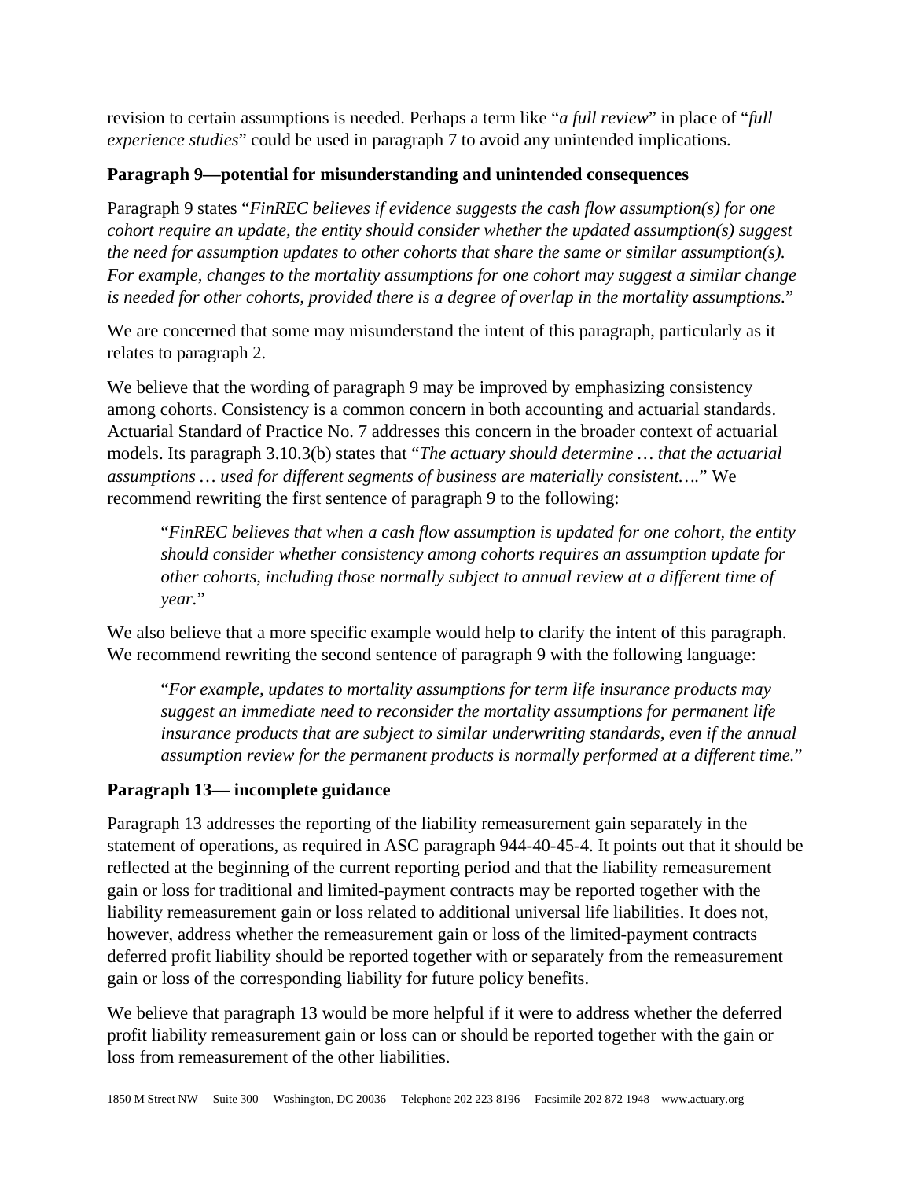revision to certain assumptions is needed. Perhaps a term like "*a full review*" in place of "*full experience studies*" could be used in paragraph 7 to avoid any unintended implications.

**Paragraph 9—potential for misunderstanding and unintended consequences**

Paragraph 9 states "*FinREC believes if evidence suggests the cash flow assumption(s) for one cohort require an update, the entity should consider whether the updated assumption(s) suggest the need for assumption updates to other cohorts that share the same or similar assumption(s). For example, changes to the mortality assumptions for one cohort may suggest a similar change is needed for other cohorts, provided there is a degree of overlap in the mortality assumptions.*"

We are concerned that some may misunderstand the intent of this paragraph, particularly as it relates to paragraph 2.

We believe that the wording of paragraph 9 may be improved by emphasizing consistency among cohorts. Consistency is a common concern in both accounting and actuarial standards. Actuarial Standard of Practice No. 7 addresses this concern in the broader context of actuarial models. Its paragraph 3.10.3(b) states that "*The actuary should determine … that the actuarial assumptions … used for different segments of business are materially consistent….*" We recommend rewriting the first sentence of paragraph 9 to the following:

> "*FinREC believes that when a cash flow assumption is updated for one cohort, the entity should consider whether consistency among cohorts requires an assumption update for other cohorts, including those normally subject to annual review at a different time of year.*"

We also believe that a more specific example would help to clarify the intent of this paragraph. We recommend rewriting the second sentence of paragraph 9 with the following language:

> "*For example, updates to mortality assumptions for term life insurance products may suggest an immediate need to reconsider the mortality assumptions for permanent life insurance products that are subject to similar underwriting standards, even if the annual assumption review for the permanent products is normally performed at a different time.*"

**Paragraph 13— incomplete guidance**

Paragraph 13 addresses the reporting of the liability remeasurement gain separately in the statement of operations, as required in ASC paragraph 944-40-45-4. It points out that it should be reflected at the beginning of the current reporting period and that the liability remeasurement gain or loss for traditional and limited-payment contracts may be reported together with the liability remeasurement gain or loss related to additional universal life liabilities. It does not, however, address whether the remeasurement gain or loss of the limited-payment contracts deferred profit liability should be reported together with or separately from the remeasurement gain or loss of the corresponding liability for future policy benefits.

We believe that paragraph 13 would be more helpful if it were to address whether the deferred profit liability remeasurement gain or loss can or should be reported together with the gain or loss from remeasurement of the other liabilities.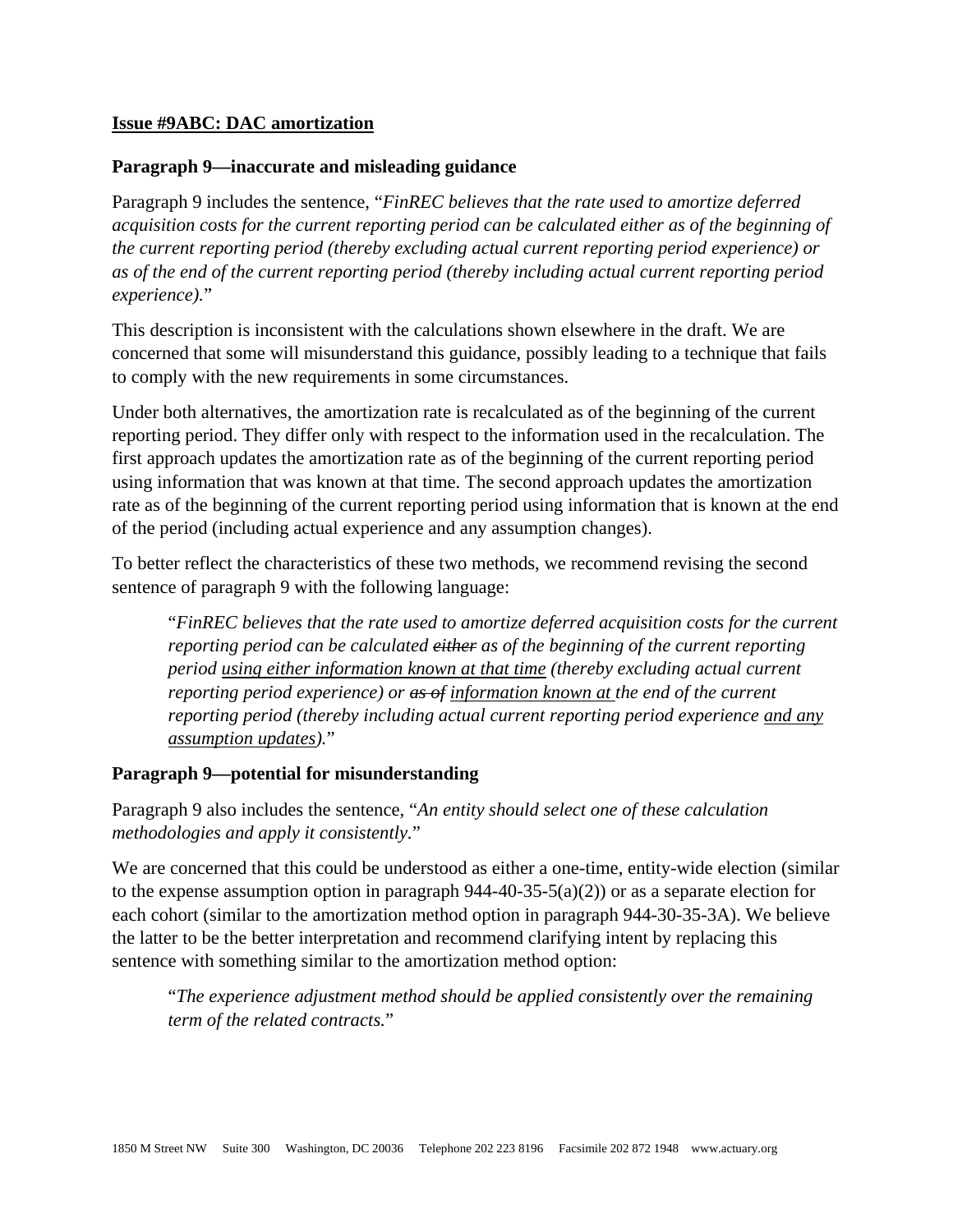**<u>Issue #9ABC: DAC amortization</u>**

**Paragraph 9—inaccurate and misleading guidance**

Paragraph 9 includes the sentence, "*FinREC believes that the rate used to amortize deferred acquisition costs for the current reporting period can be calculated either as of the beginning of the current reporting period (thereby excluding actual current reporting period experience) or as of the end of the current reporting period (thereby including actual current reporting period experience).*"

This description is inconsistent with the calculations shown elsewhere in the draft. We are concerned that some will misunderstand this guidance, possibly leading to a technique that fails to comply with the new requirements in some circumstances.

Under both alternatives, the amortization rate is recalculated as of the beginning of the current reporting period. They differ only with respect to the information used in the recalculation. The first approach updates the amortization rate as of the beginning of the current reporting period using information that was known at that time. The second approach updates the amortization rate as of the beginning of the current reporting period using information that is known at the end of the period (including actual experience and any assumption changes).

To better reflect the characteristics of these two methods, we recommend revising the second sentence of paragraph 9 with the following language:

> "*FinREC believes that the rate used to amortize deferred acquisition costs for the current reporting period can be calculated ~~either~~ as of the beginning of the current reporting period <u>using either information known at that time</u> (thereby excluding actual current reporting period experience) or ~~as of~~ <u>information known at</u> the end of the current reporting period (thereby including actual current reporting period experience <u>and any assumption updates</u>).*"

**Paragraph 9—potential for misunderstanding**

Paragraph 9 also includes the sentence, "*An entity should select one of these calculation methodologies and apply it consistently.*"

We are concerned that this could be understood as either a one-time, entity-wide election (similar to the expense assumption option in paragraph 944-40-35-5(a)(2)) or as a separate election for each cohort (similar to the amortization method option in paragraph 944-30-35-3A). We believe the latter to be the better interpretation and recommend clarifying intent by replacing this sentence with something similar to the amortization method option:

> "*The experience adjustment method should be applied consistently over the remaining term of the related contracts.*"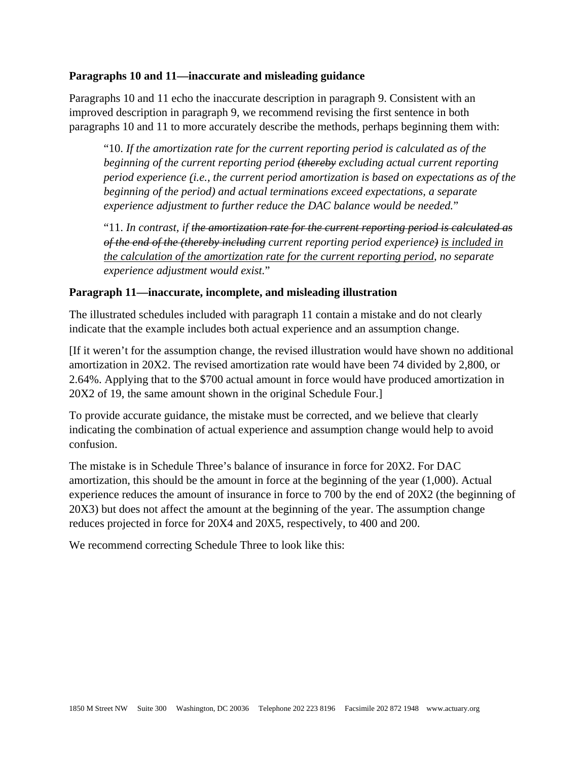**Paragraphs 10 and 11—inaccurate and misleading guidance**

Paragraphs 10 and 11 echo the inaccurate description in paragraph 9. Consistent with an improved description in paragraph 9, we recommend revising the first sentence in both paragraphs 10 and 11 to more accurately describe the methods, perhaps beginning them with:

> "10. *If the amortization rate for the current reporting period is calculated as of the beginning of the current reporting period ~~(thereby~~ excluding actual current reporting period experience <u>(</u>i.e., the current period amortization is based on expectations as of the beginning of the period) and actual terminations exceed expectations, a separate experience adjustment to further reduce the DAC balance would be needed.*"
>
> "11. *In contrast, if ~~the amortization rate for the current reporting period is calculated as of the end of the (thereby including~~ current reporting period experience~~)~~ <u>is included in the calculation of the amortization rate for the current reporting period</u>, no separate experience adjustment would exist.*"

**Paragraph 11—inaccurate, incomplete, and misleading illustration**

The illustrated schedules included with paragraph 11 contain a mistake and do not clearly indicate that the example includes both actual experience and an assumption change.

[If it weren't for the assumption change, the revised illustration would have shown no additional amortization in 20X2. The revised amortization rate would have been 74 divided by 2,800, or 2.64%. Applying that to the $700 actual amount in force would have produced amortization in 20X2 of 19, the same amount shown in the original Schedule Four.]

To provide accurate guidance, the mistake must be corrected, and we believe that clearly indicating the combination of actual experience and assumption change would help to avoid confusion.

The mistake is in Schedule Three's balance of insurance in force for 20X2. For DAC amortization, this should be the amount in force at the beginning of the year (1,000). Actual experience reduces the amount of insurance in force to 700 by the end of 20X2 (the beginning of 20X3) but does not affect the amount at the beginning of the year. The assumption change reduces projected in force for 20X4 and 20X5, respectively, to 400 and 200.

We recommend correcting Schedule Three to look like this: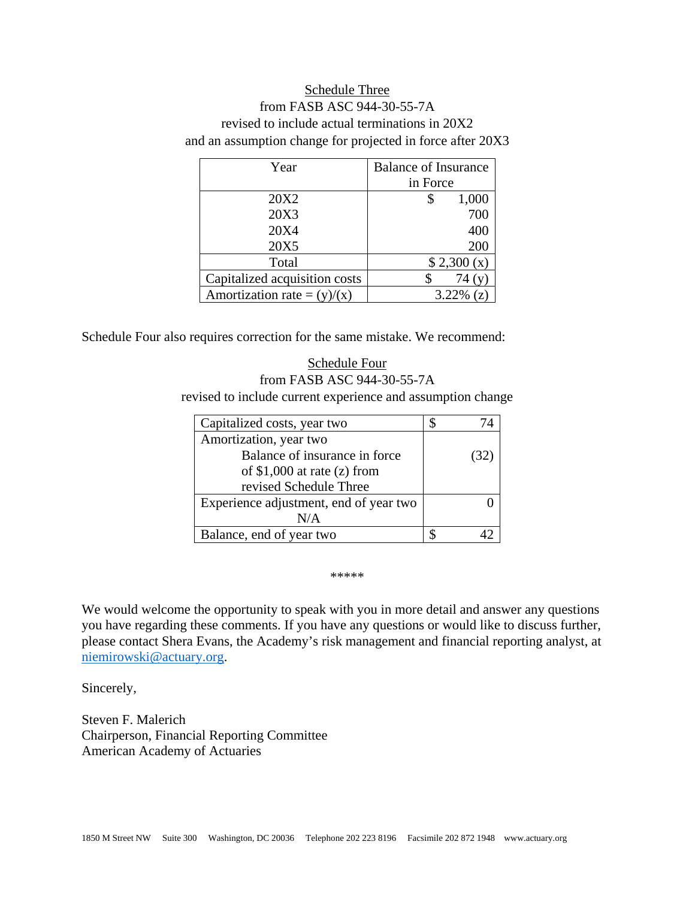Schedule Three

from FASB ASC 944-30-55-7A

revised to include actual terminations in 20X2

and an assumption change for projected in force after 20X3

| Year | Balance of Insurance in Force |
|---|---|
| 20X2 | $ 1,000 |
| 20X3 | 700 |
| 20X4 | 400 |
| 20X5 | 200 |
| Total | $ 2,300 (x) |
| Capitalized acquisition costs | $ 74 (y) |
| Amortization rate = (y)/(x) | 3.22% (z) |

Schedule Four also requires correction for the same mistake. We recommend:

Schedule Four

from FASB ASC 944-30-55-7A

revised to include current experience and assumption change

| | |
|---|---|
| Capitalized costs, year two | $ 74 |
| Amortization, year two<br>Balance of insurance in force of $1,000 at rate (z) from revised Schedule Three | (32) |
| Experience adjustment, end of year two<br>N/A | 0 |
| Balance, end of year two | $ 42 |

\*\*\*\*\*

We would welcome the opportunity to speak with you in more detail and answer any questions you have regarding these comments. If you have any questions or would like to discuss further, please contact Shera Evans, the Academy's risk management and financial reporting analyst, at niemirowski@actuary.org.

Sincerely,

Steven F. Malerich

Chairperson, Financial Reporting Committee

American Academy of Actuaries